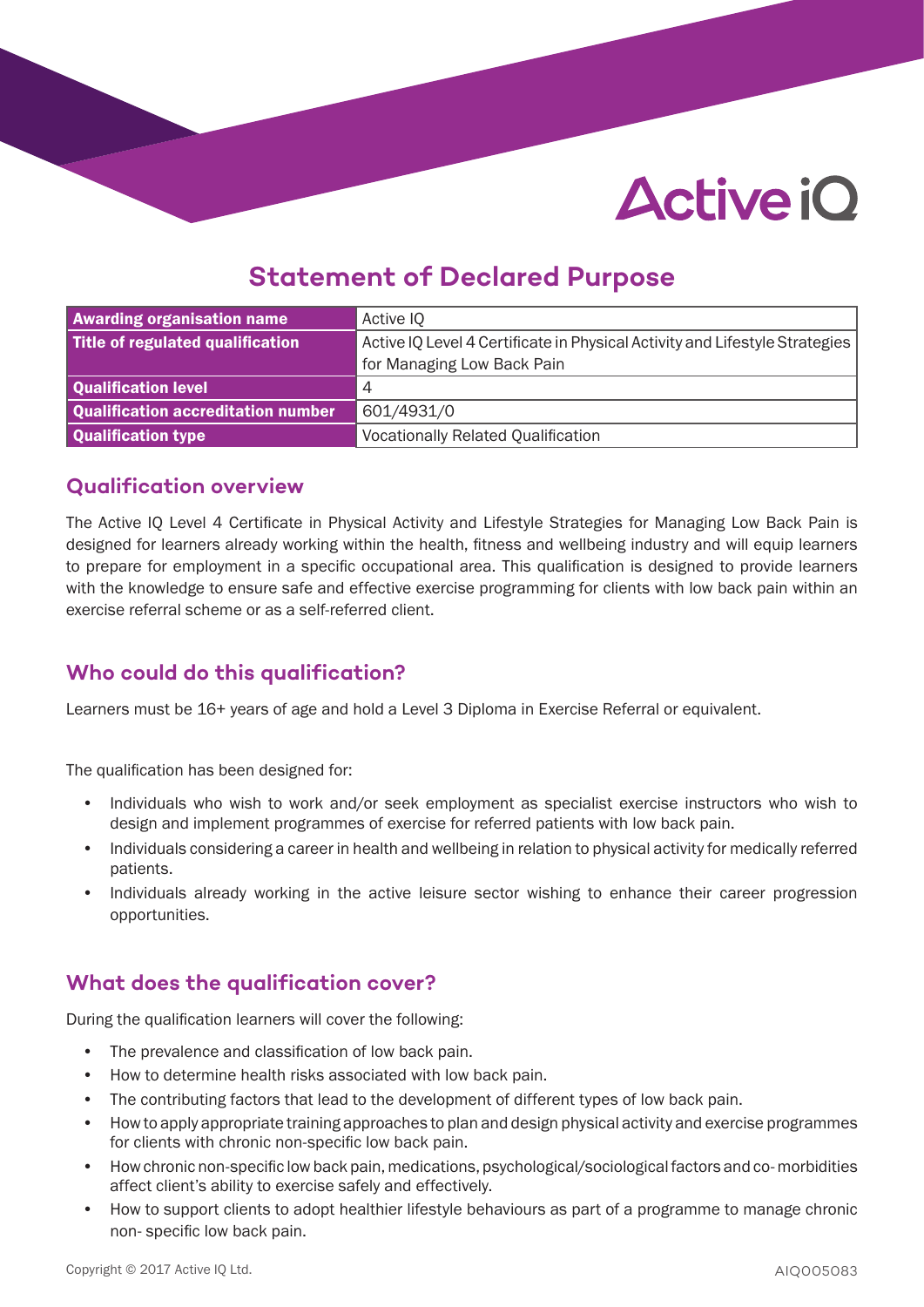# Statement of Declared Purpose

| Awarding organisation name | Active IQ |
|---|---|
| Title of regulated qualification | Active IQ Level 4 Certificate in Physical Activity and Lifestyle Strategies for Managing Low Back Pain |
| Qualification level | 4 |
| Qualification accreditation number | 601/4931/0 |
| Qualification type | Vocationally Related Qualification |

## Qualification overview

The Active IQ Level 4 Certificate in Physical Activity and Lifestyle Strategies for Managing Low Back Pain is designed for learners already working within the health, fitness and wellbeing industry and will equip learners to prepare for employment in a specific occupational area. This qualification is designed to provide learners with the knowledge to ensure safe and effective exercise programming for clients with low back pain within an exercise referral scheme or as a self-referred client.

## Who could do this qualification?

Learners must be 16+ years of age and hold a Level 3 Diploma in Exercise Referral or equivalent.

The qualification has been designed for:

- Individuals who wish to work and/or seek employment as specialist exercise instructors who wish to design and implement programmes of exercise for referred patients with low back pain.
- Individuals considering a career in health and wellbeing in relation to physical activity for medically referred patients.
- Individuals already working in the active leisure sector wishing to enhance their career progression opportunities.

## What does the qualification cover?

During the qualification learners will cover the following:

- The prevalence and classification of low back pain.
- How to determine health risks associated with low back pain.
- The contributing factors that lead to the development of different types of low back pain.
- How to apply appropriate training approaches to plan and design physical activity and exercise programmes for clients with chronic non-specific low back pain.
- How chronic non-specific low back pain, medications, psychological/sociological factors and co- morbidities affect client's ability to exercise safely and effectively.
- How to support clients to adopt healthier lifestyle behaviours as part of a programme to manage chronic non- specific low back pain.

Copyright © 2017 Active IQ Ltd.

AIQ005083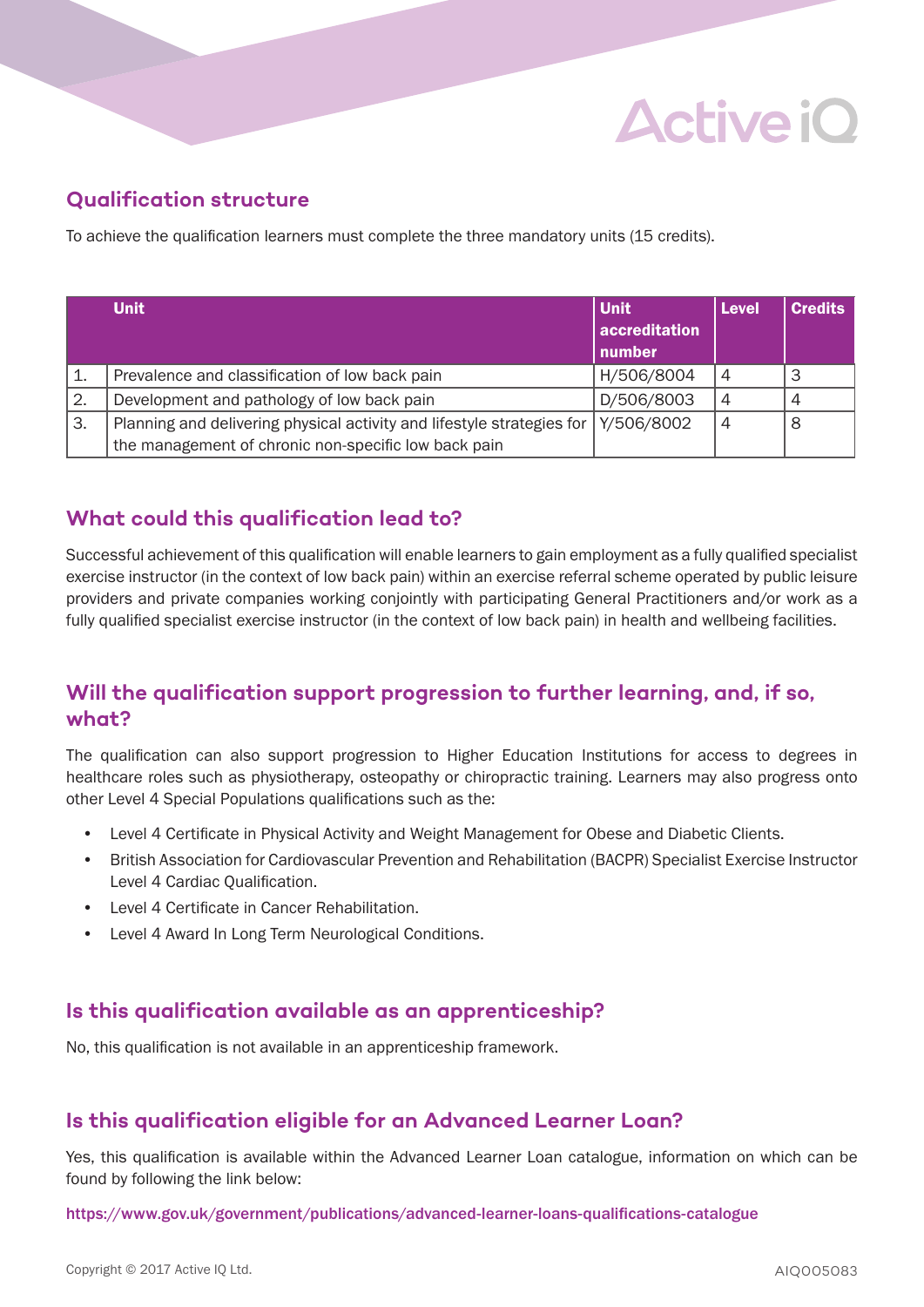## Qualification structure

To achieve the qualification learners must complete the three mandatory units (15 credits).

| | Unit | Unit accreditation number | Level | Credits |
|---|---|---|---|---|
| 1. | Prevalence and classification of low back pain | H/506/8004 | 4 | 3 |
| 2. | Development and pathology of low back pain | D/506/8003 | 4 | 4 |
| 3. | Planning and delivering physical activity and lifestyle strategies for the management of chronic non-specific low back pain | Y/506/8002 | 4 | 8 |

## What could this qualification lead to?

Successful achievement of this qualification will enable learners to gain employment as a fully qualified specialist exercise instructor (in the context of low back pain) within an exercise referral scheme operated by public leisure providers and private companies working conjointly with participating General Practitioners and/or work as a fully qualified specialist exercise instructor (in the context of low back pain) in health and wellbeing facilities.

## Will the qualification support progression to further learning, and, if so, what?

The qualification can also support progression to Higher Education Institutions for access to degrees in healthcare roles such as physiotherapy, osteopathy or chiropractic training. Learners may also progress onto other Level 4 Special Populations qualifications such as the:

- Level 4 Certificate in Physical Activity and Weight Management for Obese and Diabetic Clients.
- British Association for Cardiovascular Prevention and Rehabilitation (BACPR) Specialist Exercise Instructor Level 4 Cardiac Qualification.
- Level 4 Certificate in Cancer Rehabilitation.
- Level 4 Award In Long Term Neurological Conditions.

## Is this qualification available as an apprenticeship?

No, this qualification is not available in an apprenticeship framework.

## Is this qualification eligible for an Advanced Learner Loan?

Yes, this qualification is available within the Advanced Learner Loan catalogue, information on which can be found by following the link below:

https://www.gov.uk/government/publications/advanced-learner-loans-qualifications-catalogue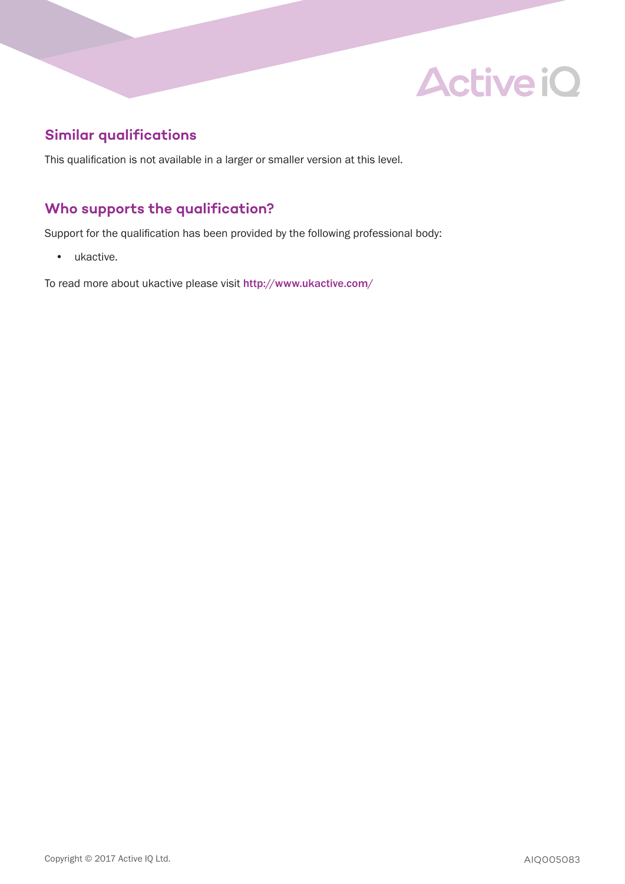## Similar qualifications

This qualification is not available in a larger or smaller version at this level.

## Who supports the qualification?

Support for the qualification has been provided by the following professional body:

- ukactive.

To read more about ukactive please visit http://www.ukactive.com/